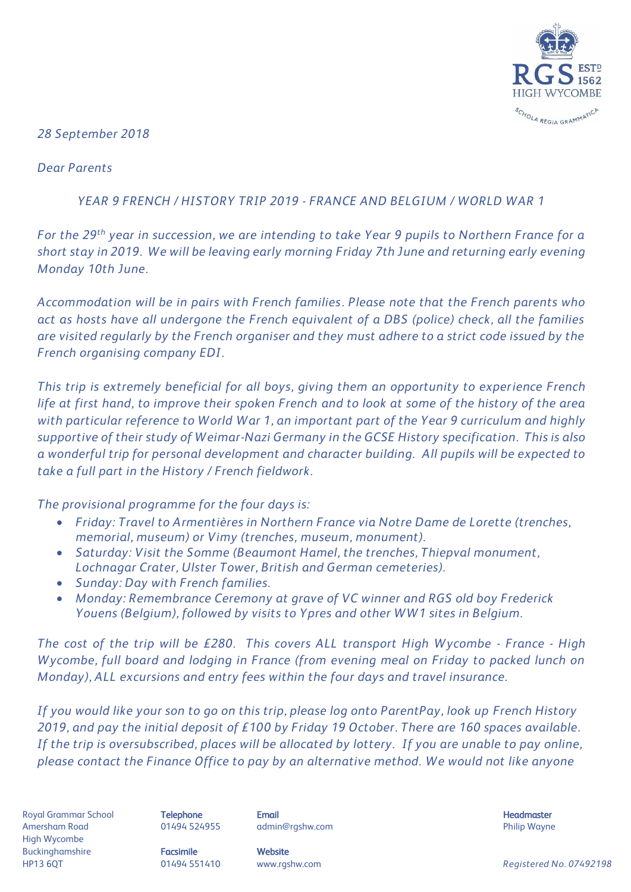*28 September 2018*

*Dear Parents*

*YEAR 9 FRENCH / HISTORY TRIP 2019 - FRANCE AND BELGIUM / WORLD WAR 1*

*For the 29th year in succession, we are intending to take Year 9 pupils to Northern France for a short stay in 2019. We will be leaving early morning Friday 7th June and returning early evening Monday 10th June.*

*Accommodation will be in pairs with French families. Please note that the French parents who act as hosts have all undergone the French equivalent of a DBS (police) check, all the families are visited regularly by the French organiser and they must adhere to a strict code issued by the French organising company EDI.*

*This trip is extremely beneficial for all boys, giving them an opportunity to experience French life at first hand, to improve their spoken French and to look at some of the history of the area with particular reference to World War 1, an important part of the Year 9 curriculum and highly supportive of their study of Weimar-Nazi Germany in the GCSE History specification. This is also a wonderful trip for personal development and character building. All pupils will be expected to take a full part in the History / French fieldwork.*

*The provisional programme for the four days is:*

- *Friday: Travel to Armentières in Northern France via Notre Dame de Lorette (trenches, memorial, museum) or Vimy (trenches, museum, monument).*
- *Saturday: Visit the Somme (Beaumont Hamel, the trenches, Thiepval monument, Lochnagar Crater, Ulster Tower, British and German cemeteries).*
- *Sunday: Day with French families.*
- *Monday: Remembrance Ceremony at grave of VC winner and RGS old boy Frederick Youens (Belgium), followed by visits to Ypres and other WW1 sites in Belgium.*

*The cost of the trip will be £280. This covers ALL transport High Wycombe - France - High Wycombe, full board and lodging in France (from evening meal on Friday to packed lunch on Monday), ALL excursions and entry fees within the four days and travel insurance.*

*If you would like your son to go on this trip, please log onto ParentPay, look up French History 2019, and pay the initial deposit of £100 by Friday 19 October. There are 160 spaces available. If the trip is oversubscribed, places will be allocated by lottery. If you are unable to pay online, please contact the Finance Office to pay by an alternative method. We would not like anyone*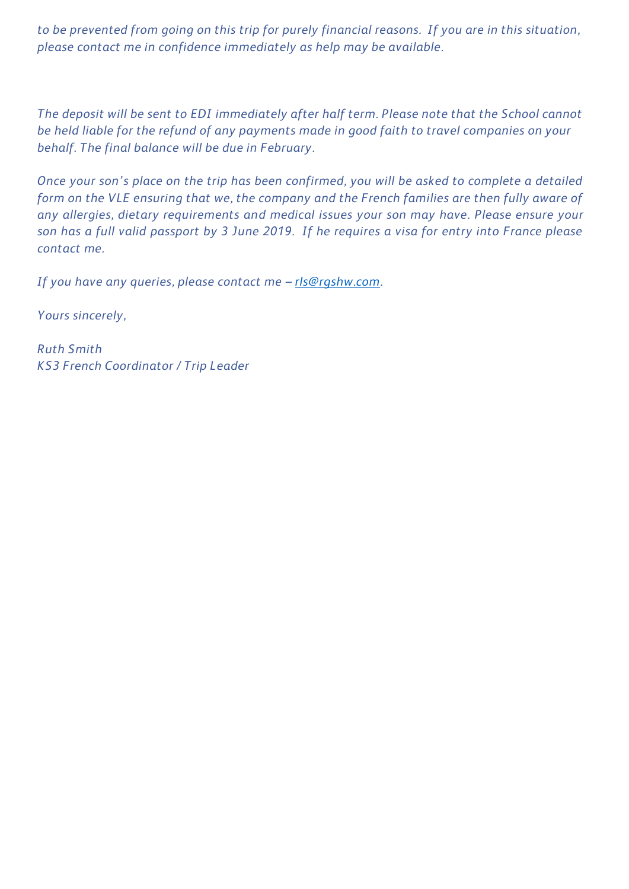*to be prevented from going on this trip for purely financial reasons. If you are in this situation, please contact me in confidence immediately as help may be available.*

*The deposit will be sent to EDI immediately after half term. Please note that the School cannot be held liable for the refund of any payments made in good faith to travel companies on your behalf. The final balance will be due in February.*

*Once your son's place on the trip has been confirmed, you will be asked to complete a detailed form on the VLE ensuring that we, the company and the French families are then fully aware of any allergies, dietary requirements and medical issues your son may have. Please ensure your son has a full valid passport by 3 June 2019. If he requires a visa for entry into France please contact me.*

*If you have any queries, please contact me – rls@rgshw.com.*

*Yours sincerely,*

*Ruth Smith*
*KS3 French Coordinator / Trip Leader*